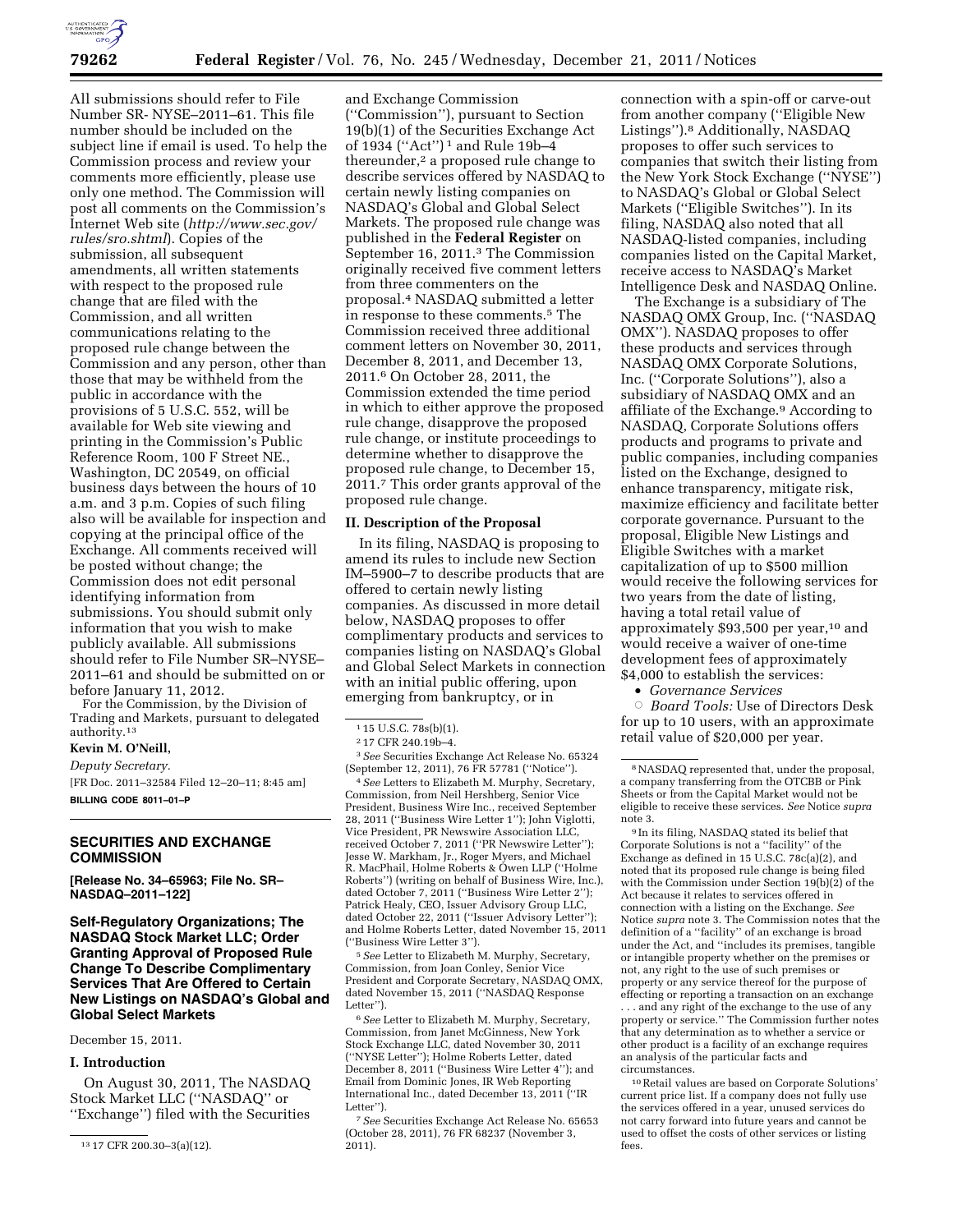All submissions should refer to File Number SR- NYSE–2011–61. This file number should be included on the subject line if email is used. To help the Commission process and review your comments more efficiently, please use only one method. The Commission will post all comments on the Commission's Internet Web site (*http://www.sec.gov/rules/sro.shtml*). Copies of the submission, all subsequent amendments, all written statements with respect to the proposed rule change that are filed with the Commission, and all written communications relating to the proposed rule change between the Commission and any person, other than those that may be withheld from the public in accordance with the provisions of 5 U.S.C. 552, will be available for Web site viewing and printing in the Commission's Public Reference Room, 100 F Street NE., Washington, DC 20549, on official business days between the hours of 10 a.m. and 3 p.m. Copies of such filing also will be available for inspection and copying at the principal office of the Exchange. All comments received will be posted without change; the Commission does not edit personal identifying information from submissions. You should submit only information that you wish to make publicly available. All submissions should refer to File Number SR–NYSE–2011–61 and should be submitted on or before January 11, 2012.

For the Commission, by the Division of Trading and Markets, pursuant to delegated authority.[13]

**Kevin M. O'Neill,**

*Deputy Secretary.*

[FR Doc. 2011–32584 Filed 12–20–11; 8:45 am]

**BILLING CODE 8011–01–P**

[13] 17 CFR 200.30–3(a)(12).

## SECURITIES AND EXCHANGE COMMISSION

**[Release No. 34–65963; File No. SR–NASDAQ–2011–122]**

## Self-Regulatory Organizations; The NASDAQ Stock Market LLC; Order Granting Approval of Proposed Rule Change To Describe Complimentary Services That Are Offered to Certain New Listings on NASDAQ's Global and Global Select Markets

December 15, 2011.

### I. Introduction

On August 30, 2011, The NASDAQ Stock Market LLC ("NASDAQ" or "Exchange") filed with the Securities and Exchange Commission ("Commission"), pursuant to Section 19(b)(1) of the Securities Exchange Act of 1934 ("Act")[1] and Rule 19b–4 thereunder,[2] a proposed rule change to describe services offered by NASDAQ to certain newly listing companies on NASDAQ's Global and Global Select Markets. The proposed rule change was published in the **Federal Register** on September 16, 2011.[3] The Commission originally received five comment letters from three commenters on the proposal.[4] NASDAQ submitted a letter in response to these comments.[5] The Commission received three additional comment letters on November 30, 2011, December 8, 2011, and December 13, 2011.[6] On October 28, 2011, the Commission extended the time period in which to either approve the proposed rule change, disapprove the proposed rule change, or institute proceedings to determine whether to disapprove the proposed rule change, to December 15, 2011.[7] This order grants approval of the proposed rule change.

### II. Description of the Proposal

In its filing, NASDAQ is proposing to amend its rules to include new Section IM–5900–7 to describe products that are offered to certain newly listing companies. As discussed in more detail below, NASDAQ proposes to offer complimentary products and services to companies listing on NASDAQ's Global and Global Select Markets in connection with an initial public offering, upon emerging from bankruptcy, or in connection with a spin-off or carve-out from another company ("Eligible New Listings").[8] Additionally, NASDAQ proposes to offer such services to companies that switch their listing from the New York Stock Exchange ("NYSE") to NASDAQ's Global or Global Select Markets ("Eligible Switches"). In its filing, NASDAQ also noted that all NASDAQ-listed companies, including companies listed on the Capital Market, receive access to NASDAQ's Market Intelligence Desk and NASDAQ Online.

The Exchange is a subsidiary of The NASDAQ OMX Group, Inc. ("NASDAQ OMX"). NASDAQ proposes to offer these products and services through NASDAQ OMX Corporate Solutions, Inc. ("Corporate Solutions"), also a subsidiary of NASDAQ OMX and an affiliate of the Exchange.[9] According to NASDAQ, Corporate Solutions offers products and programs to private and public companies, including companies listed on the Exchange, designed to enhance transparency, mitigate risk, maximize efficiency and facilitate better corporate governance. Pursuant to the proposal, Eligible New Listings and Eligible Switches with a market capitalization of up to $500 million would receive the following services for two years from the date of listing, having a total retail value of approximately $93,500 per year,[10] and would receive a waiver of one-time development fees of approximately $4,000 to establish the services:

- *Governance Services*
  - *Board Tools:* Use of Directors Desk for up to 10 users, with an approximate retail value of $20,000 per year.

[1] 15 U.S.C. 78s(b)(1).

[2] 17 CFR 240.19b–4.

[3] *See* Securities Exchange Act Release No. 65324 (September 12, 2011), 76 FR 57781 ("Notice").

[4] *See* Letters to Elizabeth M. Murphy, Secretary, Commission, from Neil Hershberg, Senior Vice President, Business Wire Inc., received September 28, 2011 ("Business Wire Letter 1"); John Viglotti, Vice President, PR Newswire Association LLC, received October 7, 2011 ("PR Newswire Letter"); Jesse W. Markham, Jr., Roger Myers, and Michael R. MacPhail, Holme Roberts & Owen LLP ("Holme Roberts") (writing on behalf of Business Wire, Inc.), dated October 7, 2011 ("Business Wire Letter 2"); Patrick Healy, CEO, Issuer Advisory Group LLC, dated October 22, 2011 ("Issuer Advisory Letter"); and Holme Roberts Letter, dated November 15, 2011 ("Business Wire Letter 3").

[5] *See* Letter to Elizabeth M. Murphy, Secretary, Commission, from Joan Conley, Senior Vice President and Corporate Secretary, NASDAQ OMX, dated November 15, 2011 ("NASDAQ Response Letter").

[6] *See* Letter to Elizabeth M. Murphy, Secretary, Commission, from Janet McGinness, New York Stock Exchange LLC, dated November 30, 2011 ("NYSE Letter"); Holme Roberts Letter, dated December 8, 2011 ("Business Wire Letter 4"); and Email from Dominic Jones, IR Web Reporting International Inc., dated December 13, 2011 ("IR Letter").

[7] *See* Securities Exchange Act Release No. 65653 (October 28, 2011), 76 FR 68237 (November 3, 2011).

[8] NASDAQ represented that, under the proposal, a company transferring from the OTCBB or Pink Sheets or from the Capital Market would not be eligible to receive these services. *See* Notice *supra* note 3.

[9] In its filing, NASDAQ stated its belief that Corporate Solutions is not a "facility" of the Exchange as defined in 15 U.S.C. 78c(a)(2), and noted that its proposed rule change is being filed with the Commission under Section 19(b)(2) of the Act because it relates to services offered in connection with a listing on the Exchange. *See* Notice *supra* note 3. The Commission notes that the definition of a "facility" of an exchange is broad under the Act, and "includes its premises, tangible or intangible property whether on the premises or not, any right to the use of such premises or property or any service thereof for the purpose of effecting or reporting a transaction on an exchange . . . and any right of the exchange to the use of any property or service." The Commission further notes that any determination as to whether a service or other product is a facility of an exchange requires an analysis of the particular facts and circumstances.

[10] Retail values are based on Corporate Solutions' current price list. If a company does not fully use the services offered in a year, unused services do not carry forward into future years and cannot be used to offset the costs of other services or listing fees.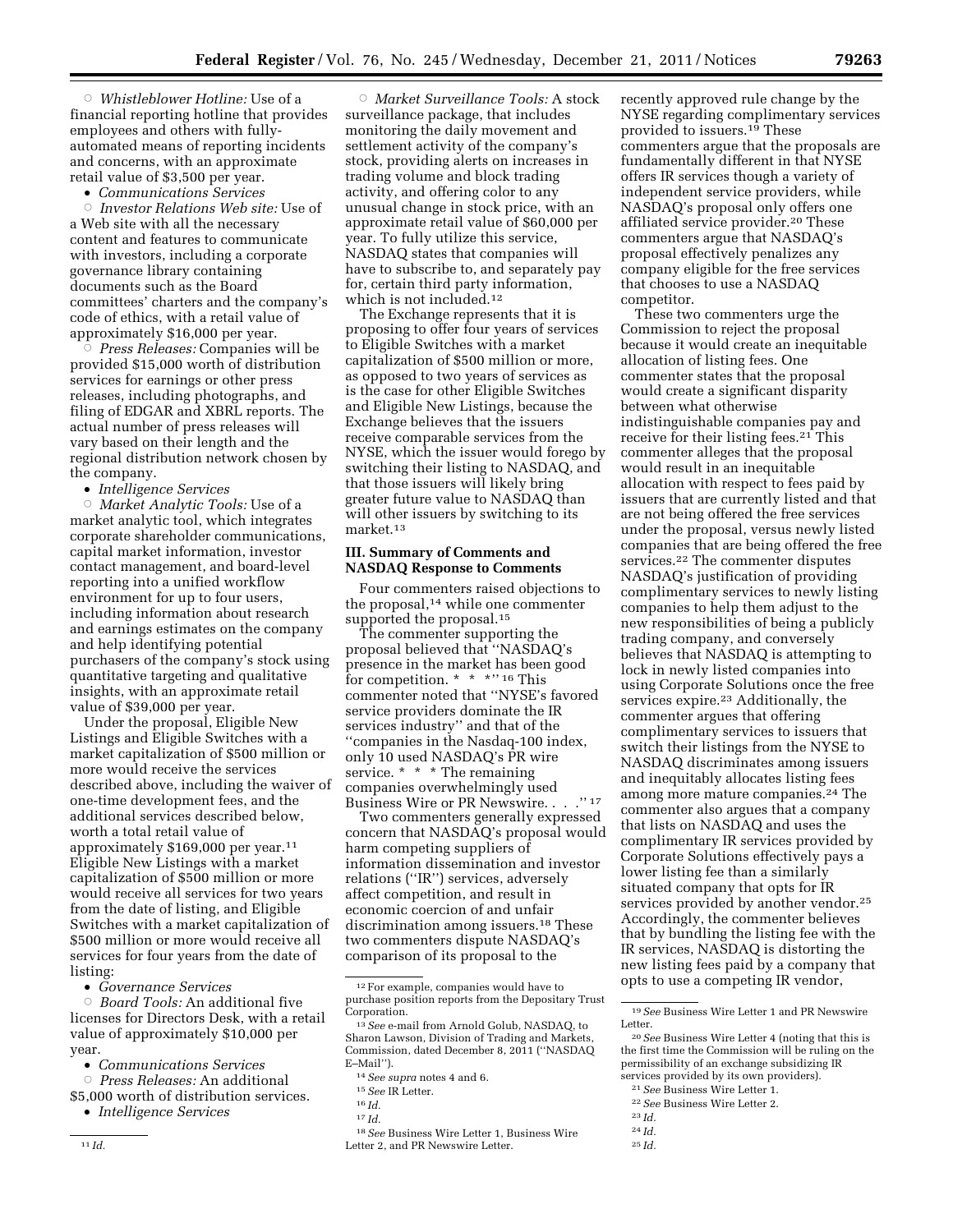◦ *Whistleblower Hotline:* Use of a financial reporting hotline that provides employees and others with fully-automated means of reporting incidents and concerns, with an approximate retail value of $3,500 per year.

• *Communications Services*

◦ *Investor Relations Web site:* Use of a Web site with all the necessary content and features to communicate with investors, including a corporate governance library containing documents such as the Board committees' charters and the company's code of ethics, with a retail value of approximately $16,000 per year.

◦ *Press Releases:* Companies will be provided $15,000 worth of distribution services for earnings or other press releases, including photographs, and filing of EDGAR and XBRL reports. The actual number of press releases will vary based on their length and the regional distribution network chosen by the company.

• *Intelligence Services*

◦ *Market Analytic Tools:* Use of a market analytic tool, which integrates corporate shareholder communications, capital market information, investor contact management, and board-level reporting into a unified workflow environment for up to four users, including information about research and earnings estimates on the company and help identifying potential purchasers of the company's stock using quantitative targeting and qualitative insights, with an approximate retail value of $39,000 per year.

Under the proposal, Eligible New Listings and Eligible Switches with a market capitalization of $500 million or more would receive the services described above, including the waiver of one-time development fees, and the additional services described below, worth a total retail value of approximately $169,000 per year.[11] Eligible New Listings with a market capitalization of $500 million or more would receive all services for two years from the date of listing, and Eligible Switches with a market capitalization of $500 million or more would receive all services for four years from the date of listing:

• *Governance Services*

◦ *Board Tools:* An additional five licenses for Directors Desk, with a retail value of approximately $10,000 per year.

• *Communications Services*

◦ *Press Releases:* An additional $5,000 worth of distribution services.

• *Intelligence Services*

◦ *Market Surveillance Tools:* A stock surveillance package, that includes monitoring the daily movement and settlement activity of the company's stock, providing alerts on increases in trading volume and block trading activity, and offering color to any unusual change in stock price, with an approximate retail value of $60,000 per year. To fully utilize this service, NASDAQ states that companies will have to subscribe to, and separately pay for, certain third party information, which is not included.[12]

The Exchange represents that it is proposing to offer four years of services to Eligible Switches with a market capitalization of $500 million or more, as opposed to two years of services as is the case for other Eligible Switches and Eligible New Listings, because the Exchange believes that the issuers receive comparable services from the NYSE, which the issuer would forego by switching their listing to NASDAQ, and that those issuers will likely bring greater future value to NASDAQ than will other issuers by switching to its market.[13]

## III. Summary of Comments and NASDAQ Response to Comments

Four commenters raised objections to the proposal,[14] while one commenter supported the proposal.[15]

The commenter supporting the proposal believed that ''NASDAQ's presence in the market has been good for competition. * * *'' [16] This commenter noted that ''NYSE's favored service providers dominate the IR services industry'' and that of the ''companies in the Nasdaq-100 index, only 10 used NASDAQ's PR wire service. * * * The remaining companies overwhelmingly used Business Wire or PR Newswire. . . .'' [17]

Two commenters generally expressed concern that NASDAQ's proposal would harm competing suppliers of information dissemination and investor relations (''IR'') services, adversely affect competition, and result in economic coercion of and unfair discrimination among issuers.[18] These two commenters dispute NASDAQ's comparison of its proposal to the recently approved rule change by the NYSE regarding complimentary services provided to issuers.[19] These commenters argue that the proposals are fundamentally different in that NYSE offers IR services though a variety of independent service providers, while NASDAQ's proposal only offers one affiliated service provider.[20] These commenters argue that NASDAQ's proposal effectively penalizes any company eligible for the free services that chooses to use a NASDAQ competitor.

These two commenters urge the Commission to reject the proposal because it would create an inequitable allocation of listing fees. One commenter states that the proposal would create a significant disparity between what otherwise indistinguishable companies pay and receive for their listing fees.[21] This commenter alleges that the proposal would result in an inequitable allocation with respect to fees paid by issuers that are currently listed and that are not being offered the free services under the proposal, versus newly listed companies that are being offered the free services.[22] The commenter disputes NASDAQ's justification of providing complimentary services to newly listing companies to help them adjust to the new responsibilities of being a publicly trading company, and conversely believes that NASDAQ is attempting to lock in newly listed companies into using Corporate Solutions once the free services expire.[23] Additionally, the commenter argues that offering complimentary services to issuers that switch their listings from the NYSE to NASDAQ discriminates among issuers and inequitably allocates listing fees among more mature companies.[24] The commenter also argues that a company that lists on NASDAQ and uses the complimentary IR services provided by Corporate Solutions effectively pays a lower listing fee than a similarly situated company that opts for IR services provided by another vendor.[25] Accordingly, the commenter believes that by bundling the listing fee with the IR services, NASDAQ is distorting the new listing fees paid by a company that opts to use a competing IR vendor,

---

[11] *Id.*

[12] For example, companies would have to purchase position reports from the Depositary Trust Corporation.

[13] *See* e-mail from Arnold Golub, NASDAQ, to Sharon Lawson, Division of Trading and Markets, Commission, dated December 8, 2011 (''NASDAQ E–Mail'').

[14] *See supra* notes 4 and 6.

[15] *See* IR Letter.

[16] *Id.*

[17] *Id.*

[18] *See* Business Wire Letter 1, Business Wire Letter 2, and PR Newswire Letter.

[19] *See* Business Wire Letter 1 and PR Newswire Letter.

[20] *See* Business Wire Letter 4 (noting that this is the first time the Commission will be ruling on the permissibility of an exchange subsidizing IR services provided by its own providers).

[21] *See* Business Wire Letter 1.

[22] *See* Business Wire Letter 2.

[23] *Id.*

[24] *Id.*

[25] *Id.*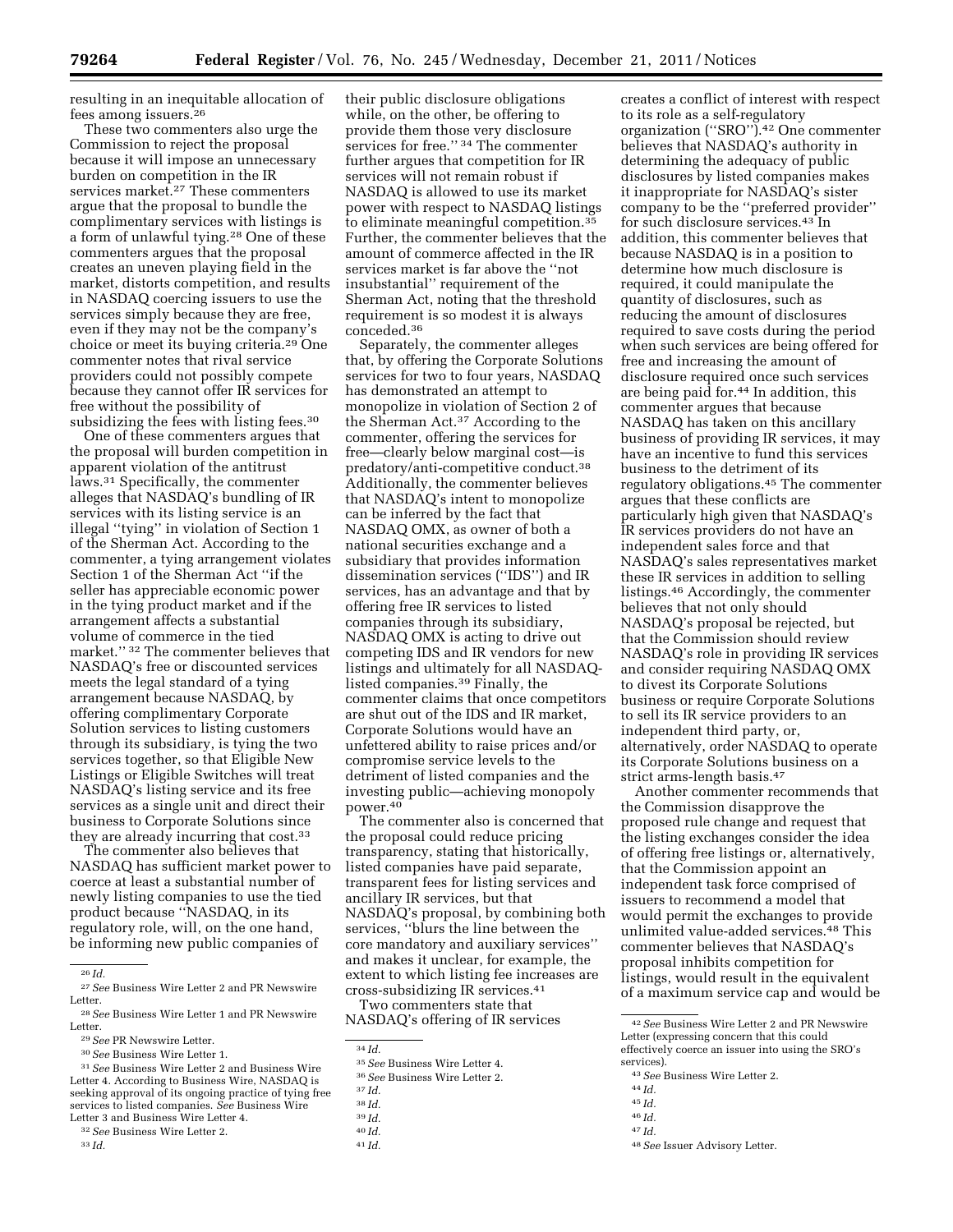resulting in an inequitable allocation of fees among issuers.[26]

These two commenters also urge the Commission to reject the proposal because it will impose an unnecessary burden on competition in the IR services market.[27] These commenters argue that the proposal to bundle the complimentary services with listings is a form of unlawful tying.[28] One of these commenters argues that the proposal creates an uneven playing field in the market, distorts competition, and results in NASDAQ coercing issuers to use the services simply because they are free, even if they may not be the company's choice or meet its buying criteria.[29] One commenter notes that rival service providers could not possibly compete because they cannot offer IR services for free without the possibility of subsidizing the fees with listing fees.[30]

One of these commenters argues that the proposal will burden competition in apparent violation of the antitrust laws.[31] Specifically, the commenter alleges that NASDAQ's bundling of IR services with its listing service is an illegal ''tying'' in violation of Section 1 of the Sherman Act. According to the commenter, a tying arrangement violates Section 1 of the Sherman Act ''if the seller has appreciable economic power in the tying product market and if the arrangement affects a substantial volume of commerce in the tied market.'' [32] The commenter believes that NASDAQ's free or discounted services meets the legal standard of a tying arrangement because NASDAQ, by offering complimentary Corporate Solution services to listing customers through its subsidiary, is tying the two services together, so that Eligible New Listings or Eligible Switches will treat NASDAQ's listing service and its free services as a single unit and direct their business to Corporate Solutions since they are already incurring that cost.[33]

The commenter also believes that NASDAQ has sufficient market power to coerce at least a substantial number of newly listing companies to use the tied product because ''NASDAQ, in its regulatory role, will, on the one hand, be informing new public companies of their public disclosure obligations while, on the other, be offering to provide them those very disclosure services for free.'' [34] The commenter further argues that competition for IR services will not remain robust if NASDAQ is allowed to use its market power with respect to NASDAQ listings to eliminate meaningful competition.[35] Further, the commenter believes that the amount of commerce affected in the IR services market is far above the ''not insubstantial'' requirement of the Sherman Act, noting that the threshold requirement is so modest it is always conceded.[36]

Separately, the commenter alleges that, by offering the Corporate Solutions services for two to four years, NASDAQ has demonstrated an attempt to monopolize in violation of Section 2 of the Sherman Act.[37] According to the commenter, offering the services for free—clearly below marginal cost—is predatory/anti-competitive conduct.[38] Additionally, the commenter believes that NASDAQ's intent to monopolize can be inferred by the fact that NASDAQ OMX, as owner of both a national securities exchange and a subsidiary that provides information dissemination services (''IDS'') and IR services, has an advantage and that by offering free IR services to listed companies through its subsidiary, NASDAQ OMX is acting to drive out competing IDS and IR vendors for new listings and ultimately for all NASDAQ-listed companies.[39] Finally, the commenter claims that once competitors are shut out of the IDS and IR market, Corporate Solutions would have an unfettered ability to raise prices and/or compromise service levels to the detriment of listed companies and the investing public—achieving monopoly power.[40]

The commenter also is concerned that the proposal could reduce pricing transparency, stating that historically, listed companies have paid separate, transparent fees for listing services and ancillary IR services, but that NASDAQ's proposal, by combining both services, ''blurs the line between the core mandatory and auxiliary services'' and makes it unclear, for example, the extent to which listing fee increases are cross-subsidizing IR services.[41]

Two commenters state that NASDAQ's offering of IR services creates a conflict of interest with respect to its role as a self-regulatory organization (''SRO'').[42] One commenter believes that NASDAQ's authority in determining the adequacy of public disclosures by listed companies makes it inappropriate for NASDAQ's sister company to be the ''preferred provider'' for such disclosure services.[43] In addition, this commenter believes that because NASDAQ is in a position to determine how much disclosure is required, it could manipulate the quantity of disclosures, such as reducing the amount of disclosures required to save costs during the period when such services are being offered for free and increasing the amount of disclosure required once such services are being paid for.[44] In addition, this commenter argues that because NASDAQ has taken on this ancillary business of providing IR services, it may have an incentive to fund this services business to the detriment of its regulatory obligations.[45] The commenter argues that these conflicts are particularly high given that NASDAQ's IR services providers do not have an independent sales force and that NASDAQ's sales representatives market these IR services in addition to selling listings.[46] Accordingly, the commenter believes that not only should NASDAQ's proposal be rejected, but that the Commission should review NASDAQ's role in providing IR services and consider requiring NASDAQ OMX to divest its Corporate Solutions business or require Corporate Solutions to sell its IR service providers to an independent third party, or, alternatively, order NASDAQ to operate its Corporate Solutions business on a strict arms-length basis.[47]

Another commenter recommends that the Commission disapprove the proposed rule change and request that the listing exchanges consider the idea of offering free listings or, alternatively, that the Commission appoint an independent task force comprised of issuers to recommend a model that would permit the exchanges to provide unlimited value-added services.[48] This commenter believes that NASDAQ's proposal inhibits competition for listings, would result in the equivalent of a maximum service cap and would be

---

[26] *Id.*

[27] *See* Business Wire Letter 2 and PR Newswire Letter.

[28] *See* Business Wire Letter 1 and PR Newswire Letter.

[29] *See* PR Newswire Letter.

[30] *See* Business Wire Letter 1.

[31] *See* Business Wire Letter 2 and Business Wire Letter 4. According to Business Wire, NASDAQ is seeking approval of its ongoing practice of tying free services to listed companies. *See* Business Wire Letter 3 and Business Wire Letter 4.

[32] *See* Business Wire Letter 2.

[33] *Id.*

[34] *Id.*

[35] *See* Business Wire Letter 4.

[36] *See* Business Wire Letter 2.

[37] *Id.*

[38] *Id.*

[39] *Id.*

[40] *Id.*

[41] *Id.*

[42] *See* Business Wire Letter 2 and PR Newswire Letter (expressing concern that this could effectively coerce an issuer into using the SRO's services).

[43] *See* Business Wire Letter 2.

[44] *Id.*

[45] *Id.*

[46] *Id.*

[47] *Id.*

[48] *See* Issuer Advisory Letter.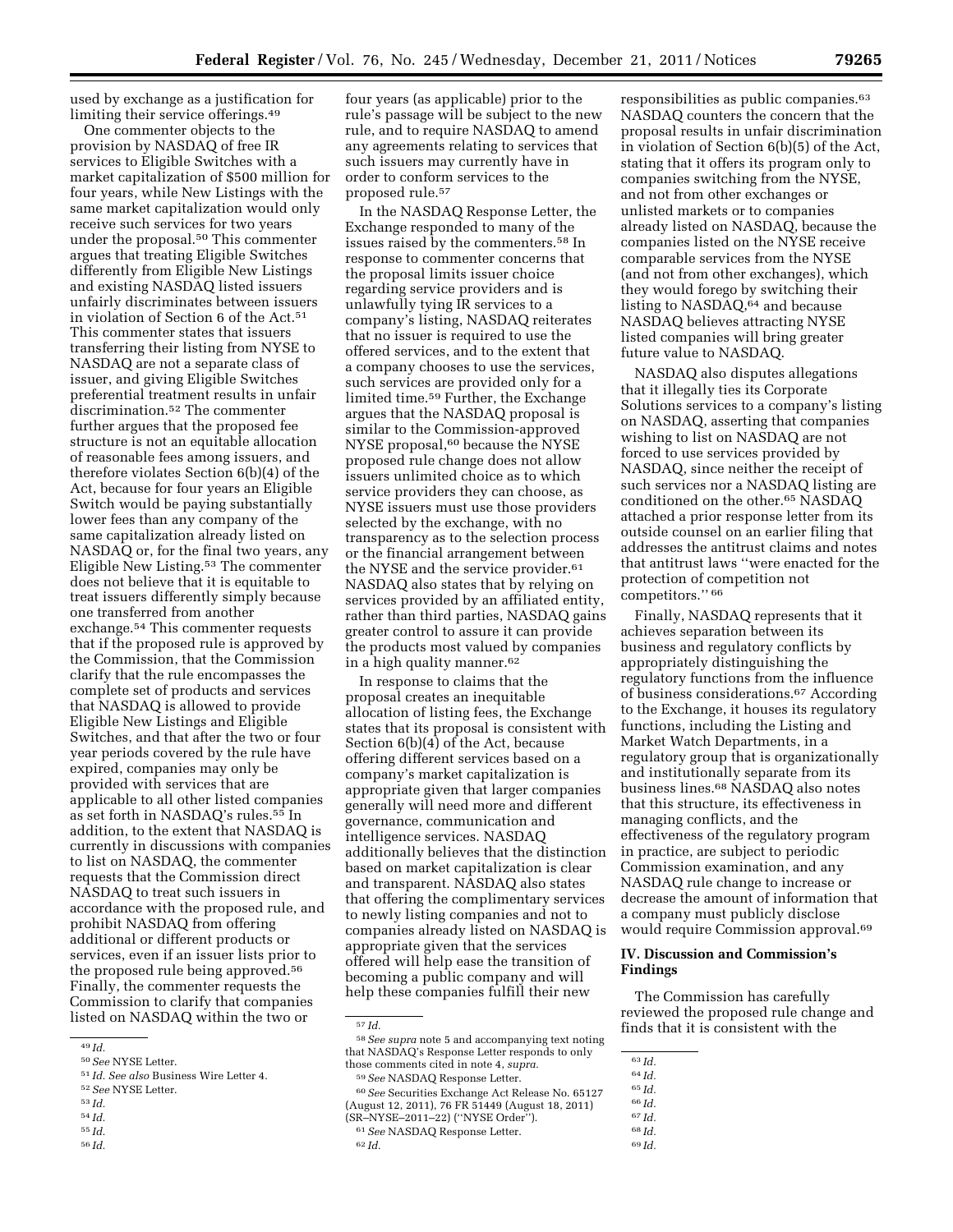used by exchange as a justification for limiting their service offerings.[49]

One commenter objects to the provision by NASDAQ of free IR services to Eligible Switches with a market capitalization of $500 million for four years, while New Listings with the same market capitalization would only receive such services for two years under the proposal.[50] This commenter argues that treating Eligible Switches differently from Eligible New Listings and existing NASDAQ listed issuers unfairly discriminates between issuers in violation of Section 6 of the Act.[51] This commenter states that issuers transferring their listing from NYSE to NASDAQ are not a separate class of issuer, and giving Eligible Switches preferential treatment results in unfair discrimination.[52] The commenter further argues that the proposed fee structure is not an equitable allocation of reasonable fees among issuers, and therefore violates Section 6(b)(4) of the Act, because for four years an Eligible Switch would be paying substantially lower fees than any company of the same capitalization already listed on NASDAQ or, for the final two years, any Eligible New Listing.[53] The commenter does not believe that it is equitable to treat issuers differently simply because one transferred from another exchange.[54] This commenter requests that if the proposed rule is approved by the Commission, that the Commission clarify that the rule encompasses the complete set of products and services that NASDAQ is allowed to provide Eligible New Listings and Eligible Switches, and that after the two or four year periods covered by the rule have expired, companies may only be provided with services that are applicable to all other listed companies as set forth in NASDAQ's rules.[55] In addition, to the extent that NASDAQ is currently in discussions with companies to list on NASDAQ, the commenter requests that the Commission direct NASDAQ to treat such issuers in accordance with the proposed rule, and prohibit NASDAQ from offering additional or different products or services, even if an issuer lists prior to the proposed rule being approved.[56] Finally, the commenter requests the Commission to clarify that companies listed on NASDAQ within the two or four years (as applicable) prior to the rule's passage will be subject to the new rule, and to require NASDAQ to amend any agreements relating to services that such issuers may currently have in order to conform services to the proposed rule.[57]

In the NASDAQ Response Letter, the Exchange responded to many of the issues raised by the commenters.[58] In response to commenter concerns that the proposal limits issuer choice regarding service providers and is unlawfully tying IR services to a company's listing, NASDAQ reiterates that no issuer is required to use the offered services, and to the extent that a company chooses to use the services, such services are provided only for a limited time.[59] Further, the Exchange argues that the NASDAQ proposal is similar to the Commission-approved NYSE proposal,[60] because the NYSE proposed rule change does not allow issuers unlimited choice as to which service providers they can choose, as NYSE issuers must use those providers selected by the exchange, with no transparency as to the selection process or the financial arrangement between the NYSE and the service provider.[61] NASDAQ also states that by relying on services provided by an affiliated entity, rather than third parties, NASDAQ gains greater control to assure it can provide the products most valued by companies in a high quality manner.[62]

In response to claims that the proposal creates an inequitable allocation of listing fees, the Exchange states that its proposal is consistent with Section 6(b)(4) of the Act, because offering different services based on a company's market capitalization is appropriate given that larger companies generally will need more and different governance, communication and intelligence services. NASDAQ additionally believes that the distinction based on market capitalization is clear and transparent. NASDAQ also states that offering the complimentary services to newly listing companies and not to companies already listed on NASDAQ is appropriate given that the services offered will help ease the transition of becoming a public company and will help these companies fulfill their new responsibilities as public companies.[63] NASDAQ counters the concern that the proposal results in unfair discrimination in violation of Section 6(b)(5) of the Act, stating that it offers its program only to companies switching from the NYSE, and not from other exchanges or unlisted markets or to companies already listed on NASDAQ, because the companies listed on the NYSE receive comparable services from the NYSE (and not from other exchanges), which they would forego by switching their listing to NASDAQ,[64] and because NASDAQ believes attracting NYSE listed companies will bring greater future value to NASDAQ.

NASDAQ also disputes allegations that it illegally ties its Corporate Solutions services to a company's listing on NASDAQ, asserting that companies wishing to list on NASDAQ are not forced to use services provided by NASDAQ, since neither the receipt of such services nor a NASDAQ listing are conditioned on the other.[65] NASDAQ attached a prior response letter from its outside counsel on an earlier filing that addresses the antitrust claims and notes that antitrust laws ''were enacted for the protection of competition not competitors.'' [66]

Finally, NASDAQ represents that it achieves separation between its business and regulatory conflicts by appropriately distinguishing the regulatory functions from the influence of business considerations.[67] According to the Exchange, it houses its regulatory functions, including the Listing and Market Watch Departments, in a regulatory group that is organizationally and institutionally separate from its business lines.[68] NASDAQ also notes that this structure, its effectiveness in managing conflicts, and the effectiveness of the regulatory program in practice, are subject to periodic Commission examination, and any NASDAQ rule change to increase or decrease the amount of information that a company must publicly disclose would require Commission approval.[69]

## IV. Discussion and Commission's Findings

The Commission has carefully reviewed the proposed rule change and finds that it is consistent with the

---

[49] *Id.*

[50] *See* NYSE Letter.

[51] *Id. See also* Business Wire Letter 4.

[52] *See* NYSE Letter.

[53] *Id.*

[54] *Id.*

[55] *Id.*

[56] *Id.*

[57] *Id.*

[58] *See supra* note 5 and accompanying text noting that NASDAQ's Response Letter responds to only those comments cited in note 4, *supra.*

[59] *See* NASDAQ Response Letter.

[60] *See* Securities Exchange Act Release No. 65127 (August 12, 2011), 76 FR 51449 (August 18, 2011) (SR–NYSE–2011–22) (''NYSE Order'').

[61] *See* NASDAQ Response Letter.

[62] *Id.*

[63] *Id.*

[64] *Id.*

[65] *Id.*

[66] *Id.*

[67] *Id.*

[68] *Id.*

[69] *Id.*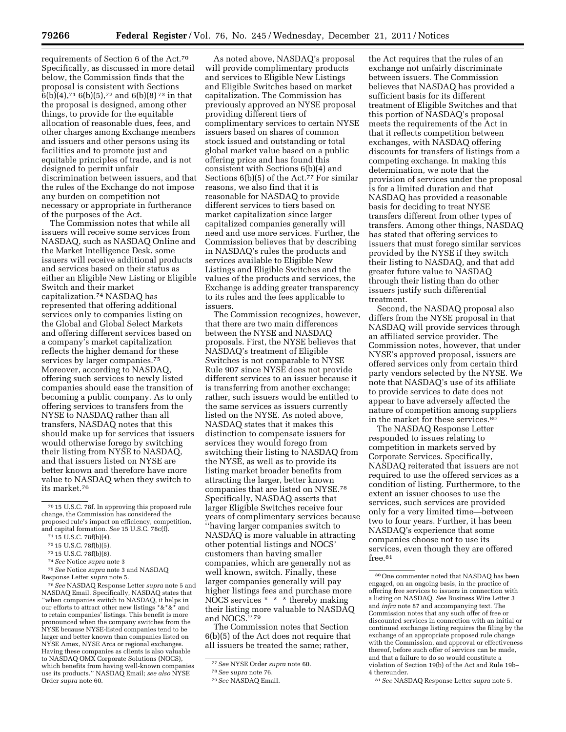requirements of Section 6 of the Act.[70] Specifically, as discussed in more detail below, the Commission finds that the proposal is consistent with Sections 6(b)(4),[71] 6(b)(5),[72] and 6(b)(8)[73] in that the proposal is designed, among other things, to provide for the equitable allocation of reasonable dues, fees, and other charges among Exchange members and issuers and other persons using its facilities and to promote just and equitable principles of trade, and is not designed to permit unfair discrimination between issuers, and that the rules of the Exchange do not impose any burden on competition not necessary or appropriate in furtherance of the purposes of the Act.

The Commission notes that while all issuers will receive some services from NASDAQ, such as NASDAQ Online and the Market Intelligence Desk, some issuers will receive additional products and services based on their status as either an Eligible New Listing or Eligible Switch and their market capitalization.[74] NASDAQ has represented that offering additional services only to companies listing on the Global and Global Select Markets and offering different services based on a company's market capitalization reflects the higher demand for these services by larger companies.[75] Moreover, according to NASDAQ, offering such services to newly listed companies should ease the transition of becoming a public company. As to only offering services to transfers from the NYSE to NASDAQ rather than all transfers, NASDAQ notes that this should make up for services that issuers would otherwise forego by switching their listing from NYSE to NASDAQ, and that issuers listed on NYSE are better known and therefore have more value to NASDAQ when they switch to its market.[76]

As noted above, NASDAQ's proposal will provide complimentary products and services to Eligible New Listings and Eligible Switches based on market capitalization. The Commission has previously approved an NYSE proposal providing different tiers of complimentary services to certain NYSE issuers based on shares of common stock issued and outstanding or total global market value based on a public offering price and has found this consistent with Sections 6(b)(4) and Sections 6(b)(5) of the Act.[77] For similar reasons, we also find that it is reasonable for NASDAQ to provide different services to tiers based on market capitalization since larger capitalized companies generally will need and use more services. Further, the Commission believes that by describing in NASDAQ's rules the products and services available to Eligible New Listings and Eligible Switches and the values of the products and services, the Exchange is adding greater transparency to its rules and the fees applicable to issuers.

The Commission recognizes, however, that there are two main differences between the NYSE and NASDAQ proposals. First, the NYSE believes that NASDAQ's treatment of Eligible Switches is not comparable to NYSE Rule 907 since NYSE does not provide different services to an issuer because it is transferring from another exchange; rather, such issuers would be entitled to the same services as issuers currently listed on the NYSE. As noted above, NASDAQ states that it makes this distinction to compensate issuers for services they would forego from switching their listing to NASDAQ from the NYSE, as well as to provide its listing market broader benefits from attracting the larger, better known companies that are listed on NYSE.[78] Specifically, NASDAQ asserts that larger Eligible Switches receive four years of complimentary services because ''having larger companies switch to NASDAQ is more valuable in attracting other potential listings and NOCS' customers than having smaller companies, which are generally not as well known, switch. Finally, these larger companies generally will pay higher listings fees and purchase more NOCS services * * * thereby making their listing more valuable to NASDAQ and NOCS.''[79]

The Commission notes that Section 6(b)(5) of the Act does not require that all issuers be treated the same; rather, the Act requires that the rules of an exchange not unfairly discriminate between issuers. The Commission believes that NASDAQ has provided a sufficient basis for its different treatment of Eligible Switches and that this portion of NASDAQ's proposal meets the requirements of the Act in that it reflects competition between exchanges, with NASDAQ offering discounts for transfers of listings from a competing exchange. In making this determination, we note that the provision of services under the proposal is for a limited duration and that NASDAQ has provided a reasonable basis for deciding to treat NYSE transfers different from other types of transfers. Among other things, NASDAQ has stated that offering services to issuers that must forego similar services provided by the NYSE if they switch their listing to NASDAQ, and that add greater future value to NASDAQ through their listing than do other issuers justify such differential treatment.

Second, the NASDAQ proposal also differs from the NYSE proposal in that NASDAQ will provide services through an affiliated service provider. The Commission notes, however, that under NYSE's approved proposal, issuers are offered services only from certain third party vendors selected by the NYSE. We note that NASDAQ's use of its affiliate to provide services to date does not appear to have adversely affected the nature of competition among suppliers in the market for these services.[80]

The NASDAQ Response Letter responded to issues relating to competition in markets served by Corporate Services. Specifically, NASDAQ reiterated that issuers are not required to use the offered services as a condition of listing. Furthermore, to the extent an issuer chooses to use the services, such services are provided only for a very limited time—between two to four years. Further, it has been NASDAQ's experience that some companies choose not to use its services, even though they are offered free.[81]

---

[70] 15 U.S.C. 78f. In approving this proposed rule change, the Commission has considered the proposed rule's impact on efficiency, competition, and capital formation. *See* 15 U.S.C. 78c(f).

[71] 15 U.S.C. 78f(b)(4).

[72] 15 U.S.C. 78f(b)(5).

[73] 15 U.S.C. 78f(b)(8).

[74] *See* Notice *supra* note 3

[75] *See* Notice *supra* note 3 and NASDAQ Response Letter *supra* note 5.

[76] *See* NASDAQ Response Letter *supra* note 5 and NASDAQ Email. Specifically, NASDAQ states that ''when companies switch to NASDAQ, it helps in our efforts to attract other new listings *&*&* and to retain companies' listings. This benefit is more pronounced when the company switches from the NYSE because NYSE-listed companies tend to be larger and better known than companies listed on NYSE Amex, NYSE Arca or regional exchanges. Having these companies as clients is also valuable to NASDAQ OMX Corporate Solutions (NOCS), which benefits from having well-known companies use its products.'' NASDAQ Email; *see also* NYSE Order *supra* note 60.

[77] *See* NYSE Order *supra* note 60.

[78] *See supra* note 76.

[79] *See* NASDAQ Email.

[80] One commenter noted that NASDAQ has been engaged, on an ongoing basis, in the practice of offering free services to issuers in connection with a listing on NASDAQ. *See* Business Wire Letter 3 and *infra* note 87 and accompanying text. The Commission notes that any such offer of free or discounted services in connection with an initial or continued exchange listing requires the filing by the exchange of an appropriate proposed rule change with the Commission, and approval or effectiveness thereof, before such offer of services can be made, and that a failure to do so would constitute a violation of Section 19(b) of the Act and Rule 19b–4 thereunder.

[81] *See* NASDAQ Response Letter *supra* note 5.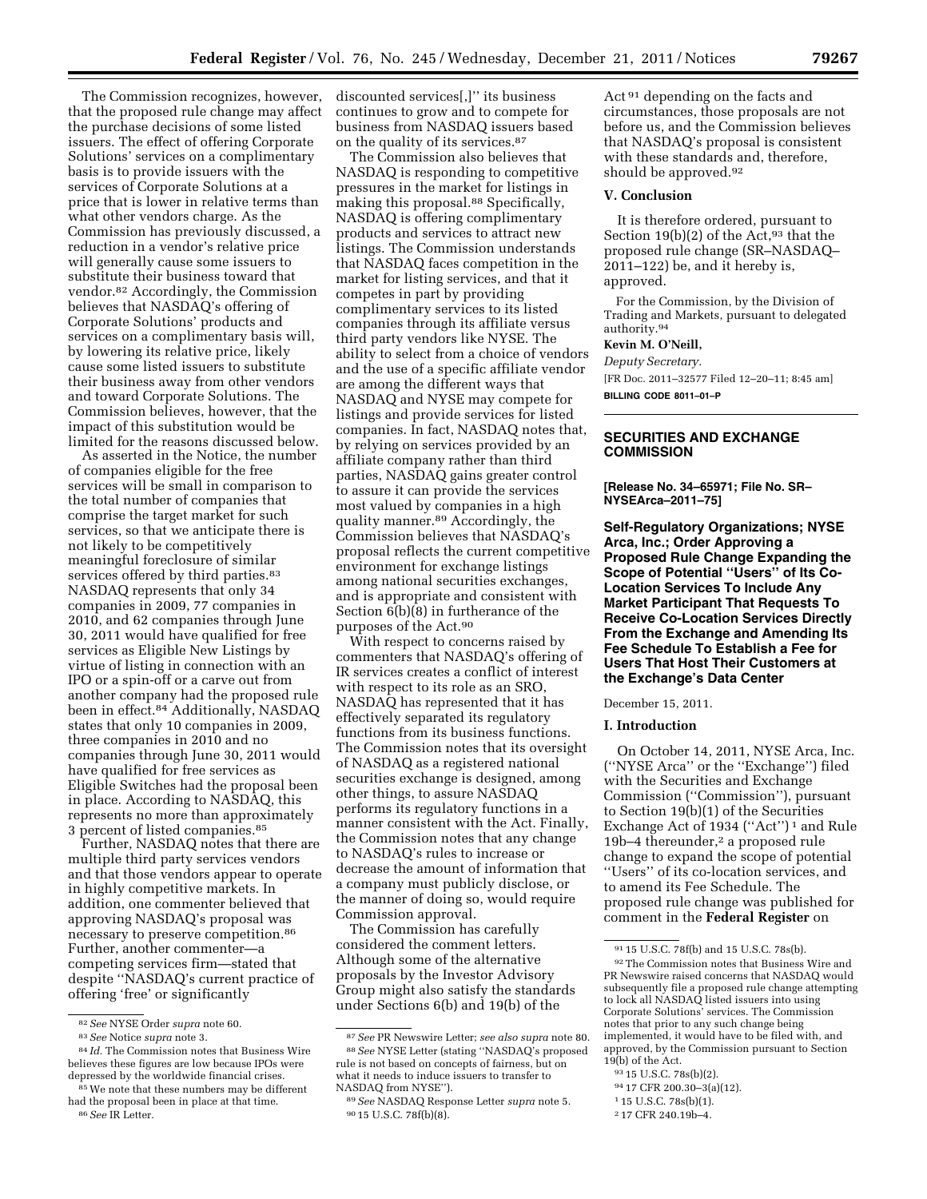The Commission recognizes, however, that the proposed rule change may affect the purchase decisions of some listed issuers. The effect of offering Corporate Solutions' services on a complimentary basis is to provide issuers with the services of Corporate Solutions at a price that is lower in relative terms than what other vendors charge. As the Commission has previously discussed, a reduction in a vendor's relative price will generally cause some issuers to substitute their business toward that vendor.[82] Accordingly, the Commission believes that NASDAQ's offering of Corporate Solutions' products and services on a complimentary basis will, by lowering its relative price, likely cause some listed issuers to substitute their business away from other vendors and toward Corporate Solutions. The Commission believes, however, that the impact of this substitution would be limited for the reasons discussed below.

As asserted in the Notice, the number of companies eligible for the free services will be small in comparison to the total number of companies that comprise the target market for such services, so that we anticipate there is not likely to be competitively meaningful foreclosure of similar services offered by third parties.[83] NASDAQ represents that only 34 companies in 2009, 77 companies in 2010, and 62 companies through June 30, 2011 would have qualified for free services as Eligible New Listings by virtue of listing in connection with an IPO or a spin-off or a carve out from another company had the proposed rule been in effect.[84] Additionally, NASDAQ states that only 10 companies in 2009, three companies in 2010 and no companies through June 30, 2011 would have qualified for free services as Eligible Switches had the proposal been in place. According to NASDAQ, this represents no more than approximately 3 percent of listed companies.[85]

Further, NASDAQ notes that there are multiple third party services vendors and that those vendors appear to operate in highly competitive markets. In addition, one commenter believed that approving NASDAQ's proposal was necessary to preserve competition.[86] Further, another commenter—a competing services firm—stated that despite ''NASDAQ's current practice of offering 'free' or significantly discounted services[,]'' its business continues to grow and to compete for business from NASDAQ issuers based on the quality of its services.[87]

The Commission also believes that NASDAQ is responding to competitive pressures in the market for listings in making this proposal.[88] Specifically, NASDAQ is offering complimentary products and services to attract new listings. The Commission understands that NASDAQ faces competition in the market for listing services, and that it competes in part by providing complimentary services to its listed companies through its affiliate versus third party vendors like NYSE. The ability to select from a choice of vendors and the use of a specific affiliate vendor are among the different ways that NASDAQ and NYSE may compete for listings and provide services for listed companies. In fact, NASDAQ notes that, by relying on services provided by an affiliate company rather than third parties, NASDAQ gains greater control to assure it can provide the services most valued by companies in a high quality manner.[89] Accordingly, the Commission believes that NASDAQ's proposal reflects the current competitive environment for exchange listings among national securities exchanges, and is appropriate and consistent with Section 6(b)(8) in furtherance of the purposes of the Act.[90]

With respect to concerns raised by commenters that NASDAQ's offering of IR services creates a conflict of interest with respect to its role as an SRO, NASDAQ has represented that it has effectively separated its regulatory functions from its business functions. The Commission notes that its oversight of NASDAQ as a registered national securities exchange is designed, among other things, to assure NASDAQ performs its regulatory functions in a manner consistent with the Act. Finally, the Commission notes that any change to NASDAQ's rules to increase or decrease the amount of information that a company must publicly disclose, or the manner of doing so, would require Commission approval.

The Commission has carefully considered the comment letters. Although some of the alternative proposals by the Investor Advisory Group might also satisfy the standards under Sections 6(b) and 19(b) of the Act[91] depending on the facts and circumstances, those proposals are not before us, and the Commission believes that NASDAQ's proposal is consistent with these standards and, therefore, should be approved.[92]

## V. Conclusion

It is therefore ordered, pursuant to Section 19(b)(2) of the Act,[93] that the proposed rule change (SR–NASDAQ–2011–122) be, and it hereby is, approved.

For the Commission, by the Division of Trading and Markets, pursuant to delegated authority.[94]

**Kevin M. O'Neill,**

*Deputy Secretary.*

[FR Doc. 2011–32577 Filed 12–20–11; 8:45 am]

**BILLING CODE 8011–01–P**

[82] *See* NYSE Order *supra* note 60.

[83] *See* Notice *supra* note 3.

[84] *Id.* The Commission notes that Business Wire believes these figures are low because IPOs were depressed by the worldwide financial crises.

[85] We note that these numbers may be different had the proposal been in place at that time.

[86] *See* IR Letter.

[87] *See* PR Newswire Letter; *see also supra* note 80.

[88] *See* NYSE Letter (stating ''NASDAQ's proposed rule is not based on concepts of fairness, but on what it needs to induce issuers to transfer to NASDAQ from NYSE'').

[89] *See* NASDAQ Response Letter *supra* note 5.

[90] 15 U.S.C. 78f(b)(8).

[91] 15 U.S.C. 78f(b) and 15 U.S.C. 78s(b).

[92] The Commission notes that Business Wire and PR Newswire raised concerns that NASDAQ would subsequently file a proposed rule change attempting to lock all NASDAQ listed issuers into using Corporate Solutions' services. The Commission notes that prior to any such change being implemented, it would have to be filed with, and approved, by the Commission pursuant to Section 19(b) of the Act.

[93] 15 U.S.C. 78s(b)(2).

[94] 17 CFR 200.30–3(a)(12).

# SECURITIES AND EXCHANGE COMMISSION

**[Release No. 34–65971; File No. SR–NYSEArca–2011–75]**

## Self-Regulatory Organizations; NYSE Arca, Inc.; Order Approving a Proposed Rule Change Expanding the Scope of Potential ''Users'' of Its Co-Location Services To Include Any Market Participant That Requests To Receive Co-Location Services Directly From the Exchange and Amending Its Fee Schedule To Establish a Fee for Users That Host Their Customers at the Exchange's Data Center

December 15, 2011.

## I. Introduction

On October 14, 2011, NYSE Arca, Inc. (''NYSE Arca'' or the ''Exchange'') filed with the Securities and Exchange Commission (''Commission''), pursuant to Section 19(b)(1) of the Securities Exchange Act of 1934 (''Act'')[1] and Rule 19b–4 thereunder,[2] a proposed rule change to expand the scope of potential ''Users'' of its co-location services, and to amend its Fee Schedule. The proposed rule change was published for comment in the **Federal Register** on

[1] 15 U.S.C. 78s(b)(1).

[2] 17 CFR 240.19b–4.